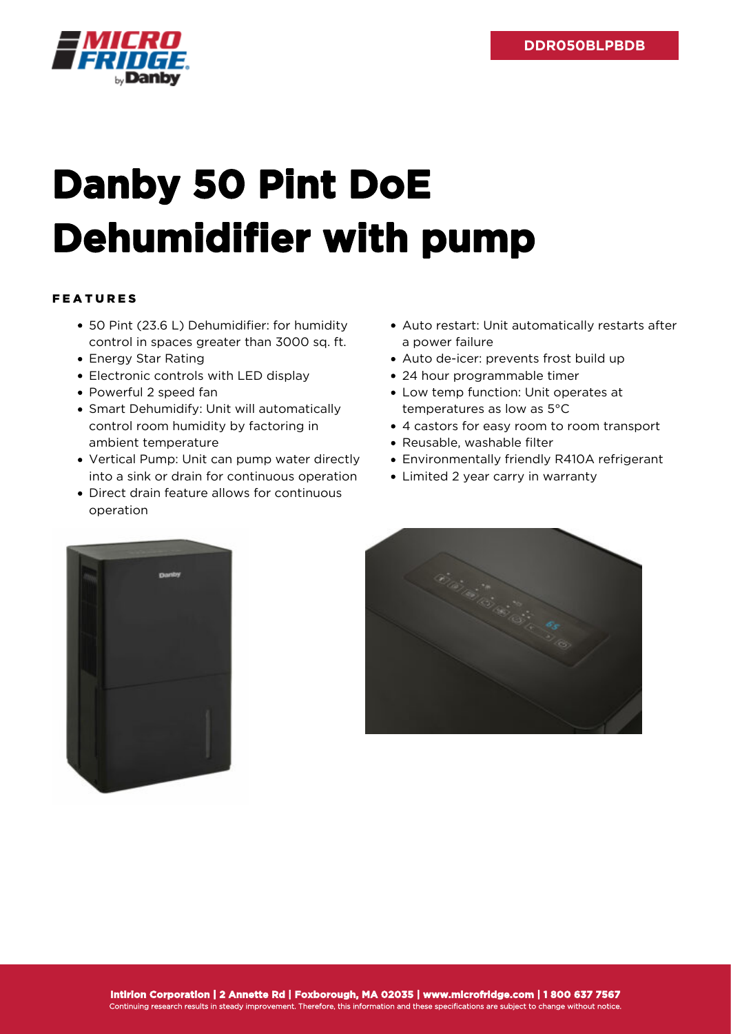DDR050BLPBDB

# Danby 50 Pint DoE Dehumidifier with pump

## FEATURES

- 50 Pint (23.6 L) Dehumidifier: for humidity control in spaces greater than 3000 sq. ft.
- Energy Star Rating
- Electronic controls with LED display
- Powerful 2 speed fan
- Smart Dehumidify: Unit will automatically control room humidity by factoring in ambient temperature
- Vertical Pump: Unit can pump water directly into a sink or drain for continuous operation
- Direct drain feature allows for continuous operation
- Auto restart: Unit automatically restarts after a power failure
- Auto de-icer: prevents frost build up
- 24 hour programmable timer
- Low temp function: Unit operates at temperatures as low as 5°C
- 4 castors for easy room to room transport
- Reusable, washable filter
- Environmentally friendly R410A refrigerant
- Limited 2 year carry in warranty

**Intirion Corporation | 2 Annette Rd | Foxborough, MA 02035 | www.microfridge.com | 1 800 637 7567**
Continuing research results in steady improvement. Therefore, this information and these specifications are subject to change without notice.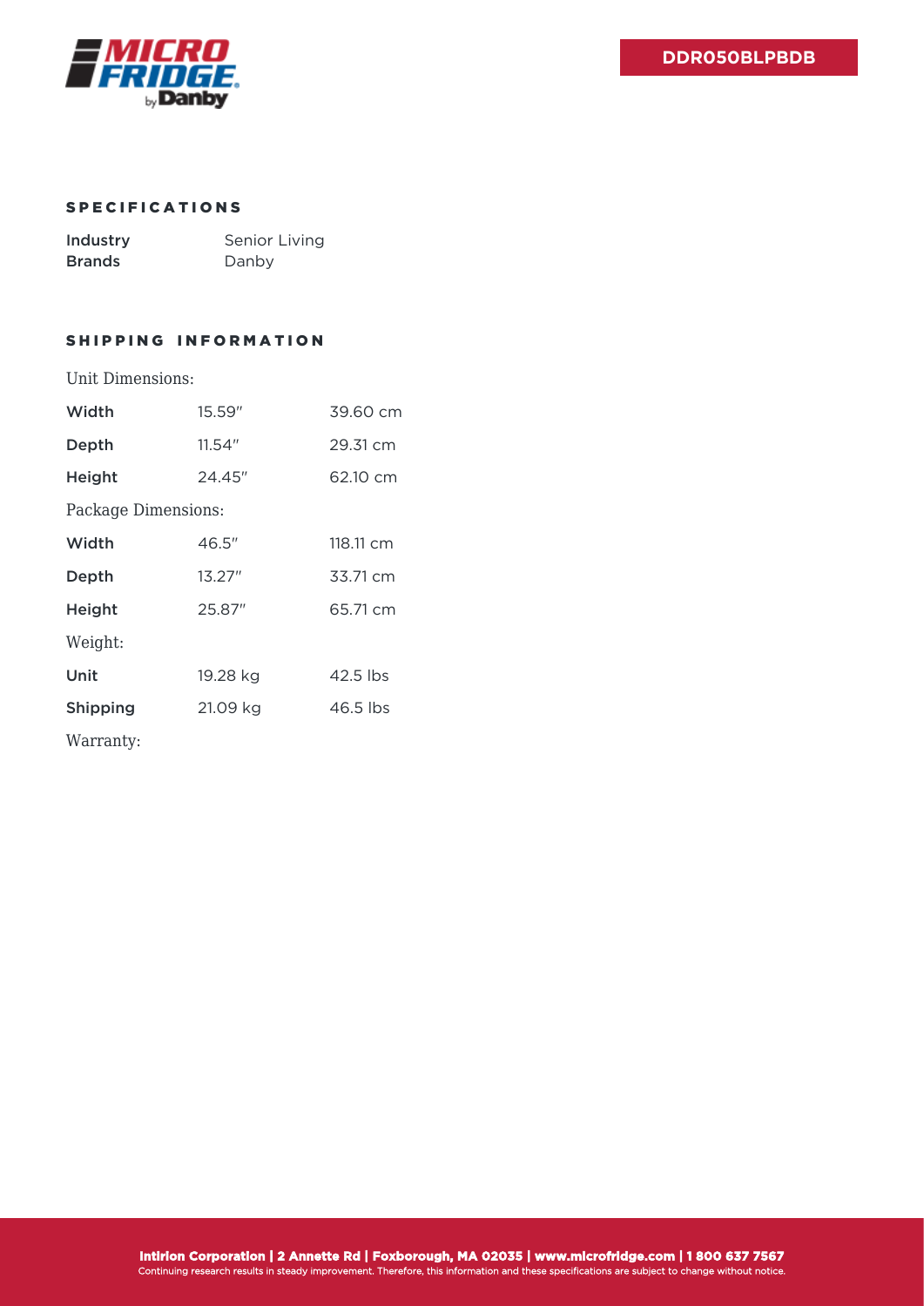**DDR050BLPBDB**

## SPECIFICATIONS

| | |
|---|---|
| Industry | Senior Living |
| Brands | Danby |

## SHIPPING INFORMATION

Unit Dimensions:

| | | |
|---|---|---|
| Width | 15.59″ | 39.60 cm |
| Depth | 11.54″ | 29.31 cm |
| Height | 24.45″ | 62.10 cm |

Package Dimensions:

| | | |
|---|---|---|
| Width | 46.5″ | 118.11 cm |
| Depth | 13.27″ | 33.71 cm |
| Height | 25.87″ | 65.71 cm |

Weight:

| | | |
|---|---|---|
| Unit | 19.28 kg | 42.5 lbs |
| Shipping | 21.09 kg | 46.5 lbs |

Warranty:

**Intirion Corporation | 2 Annette Rd | Foxborough, MA 02035 | www.microfridge.com | 1 800 637 7567**
Continuing research results in steady improvement. Therefore, this information and these specifications are subject to change without notice.